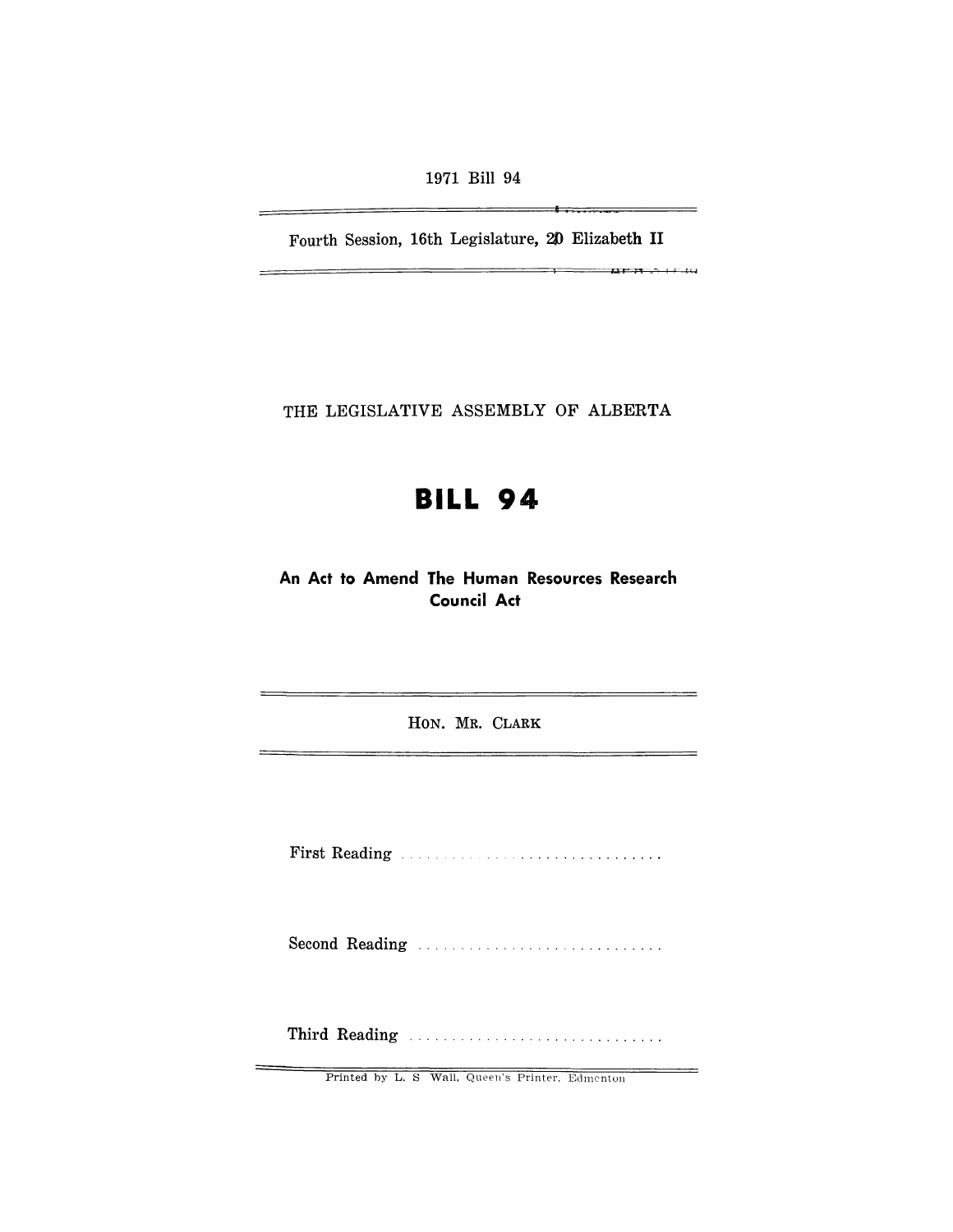1971 Bill 94

Fourth Session, 16th Legislature, 20 Elizabeth II

THE LEGISLATIVE ASSEMBLY OF ALBERTA

# BILL 94

## An Act to Amend The Human Resources Research Council Act

HON. MR. CLARK

First Reading . . . . . . . . . . . . . . . . . . . . . . . . . . . . . .

Second Reading . . . . . . . . . . . . . . . . . . . . . . . . . . . .

Third Reading . . . . . . . . . . . . . . . . . . . . . . . . . . . . .

Printed by L. S. Wall, Queen's Printer, Edmonton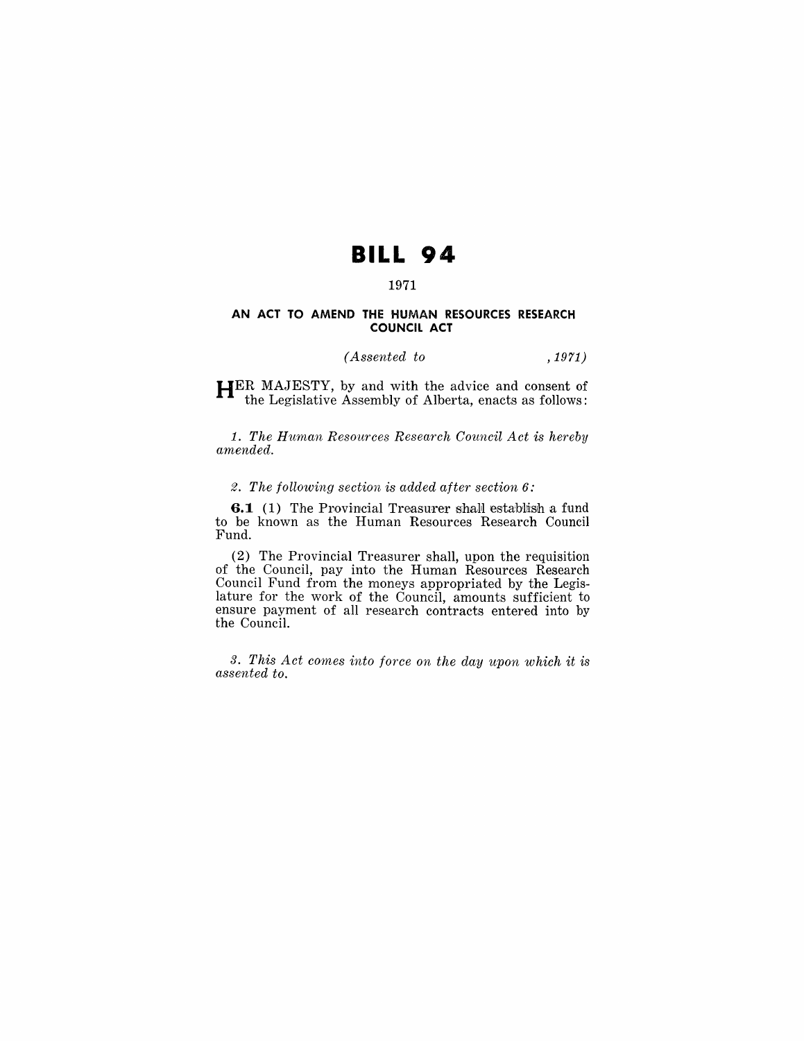# BILL 94

1971

### AN ACT TO AMEND THE HUMAN RESOURCES RESEARCH COUNCIL ACT

*(Assented to , 1971)*

HER MAJESTY, by and with the advice and consent of the Legislative Assembly of Alberta, enacts as follows:

*1. The Human Resources Research Council Act is hereby amended.*

*2. The following section is added after section 6:*

**6.1** (1) The Provincial Treasurer shall establish a fund to be known as the Human Resources Research Council Fund.

(2) The Provincial Treasurer shall, upon the requisition of the Council, pay into the Human Resources Research Council Fund from the moneys appropriated by the Legislature for the work of the Council, amounts sufficient to ensure payment of all research contracts entered into by the Council.

*3. This Act comes into force on the day upon which it is assented to.*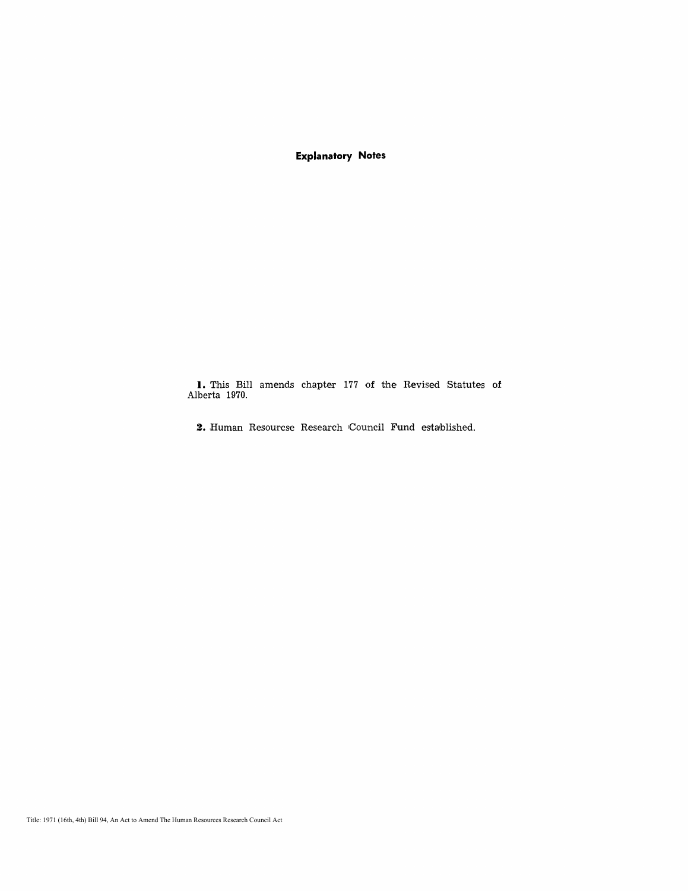# Explanatory Notes

**1.** This Bill amends chapter 177 of the Revised Statutes of Alberta 1970.

**2.** Human Resourcse Research Council Fund established.